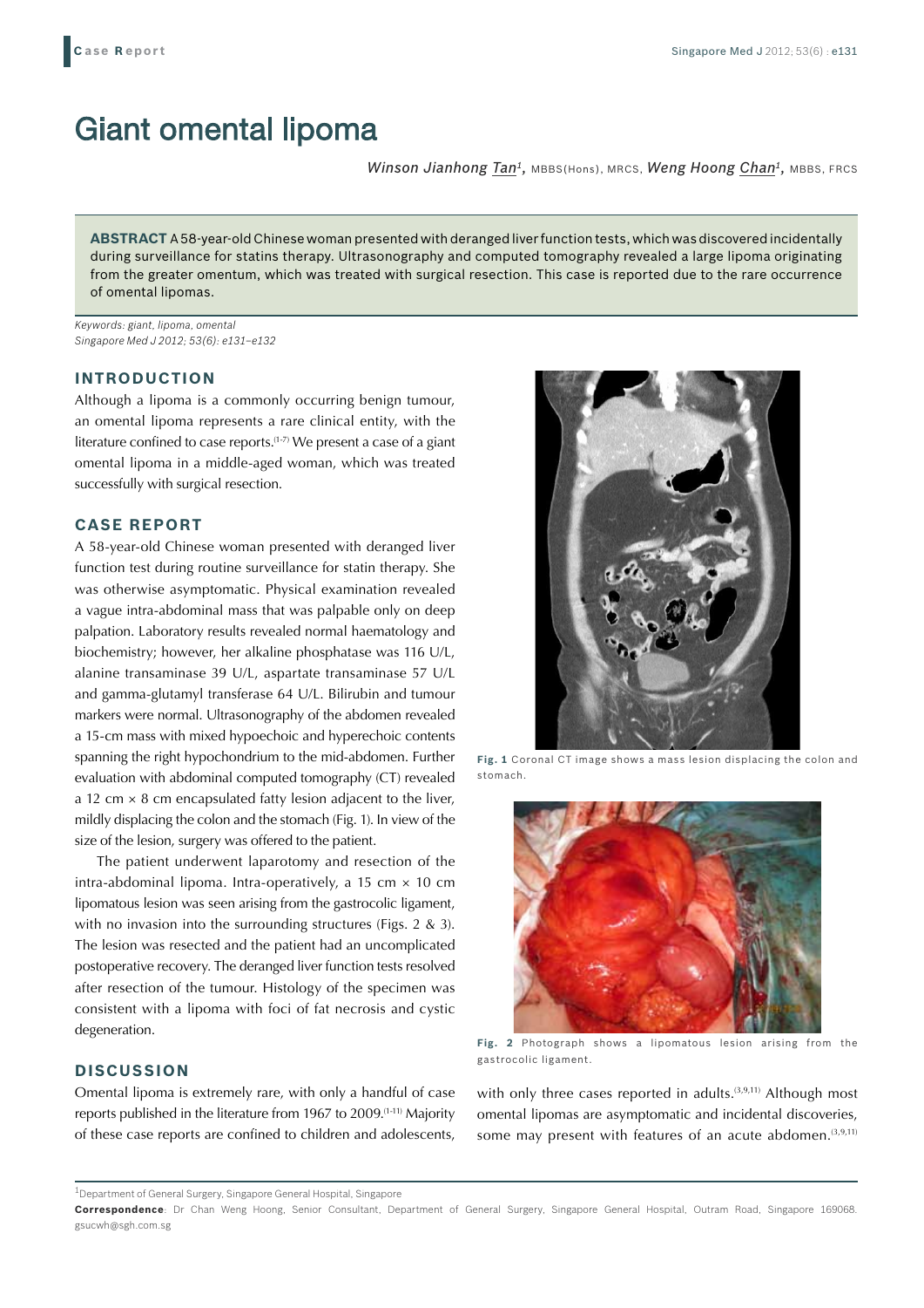# Giant omental lipoma

*Winson Jianhong Tan*[1], MBBS(Hons), MRCS, *Weng Hoong Chan*[1], MBBS, FRCS

**ABSTRACT** A 58-year-old Chinese woman presented with deranged liver function tests, which was discovered incidentally during surveillance for statins therapy. Ultrasonography and computed tomography revealed a large lipoma originating from the greater omentum, which was treated with surgical resection. This case is reported due to the rare occurrence of omental lipomas.

*Keywords: giant, lipoma, omental*
*Singapore Med J 2012; 53(6): e131–e132*

## INTRODUCTION

Although a lipoma is a commonly occurring benign tumour, an omental lipoma represents a rare clinical entity, with the literature confined to case reports.[1-7] We present a case of a giant omental lipoma in a middle-aged woman, which was treated successfully with surgical resection.

## CASE REPORT

A 58-year-old Chinese woman presented with deranged liver function test during routine surveillance for statin therapy. She was otherwise asymptomatic. Physical examination revealed a vague intra-abdominal mass that was palpable only on deep palpation. Laboratory results revealed normal haematology and biochemistry; however, her alkaline phosphatase was 116 U/L, alanine transaminase 39 U/L, aspartate transaminase 57 U/L and gamma-glutamyl transferase 64 U/L. Bilirubin and tumour markers were normal. Ultrasonography of the abdomen revealed a 15-cm mass with mixed hypoechoic and hyperechoic contents spanning the right hypochondrium to the mid-abdomen. Further evaluation with abdominal computed tomography (CT) revealed a 12 cm × 8 cm encapsulated fatty lesion adjacent to the liver, mildly displacing the colon and the stomach (Fig. 1). In view of the size of the lesion, surgery was offered to the patient.

The patient underwent laparotomy and resection of the intra-abdominal lipoma. Intra-operatively, a 15 cm × 10 cm lipomatous lesion was seen arising from the gastrocolic ligament, with no invasion into the surrounding structures (Figs. 2 & 3). The lesion was resected and the patient had an uncomplicated postoperative recovery. The deranged liver function tests resolved after resection of the tumour. Histology of the specimen was consistent with a lipoma with foci of fat necrosis and cystic degeneration.

**Fig. 1** Coronal CT image shows a mass lesion displacing the colon and stomach.

**Fig. 2** Photograph shows a lipomatous lesion arising from the gastrocolic ligament.

## DISCUSSION

Omental lipoma is extremely rare, with only a handful of case reports published in the literature from 1967 to 2009.[1-11] Majority of these case reports are confined to children and adolescents, with only three cases reported in adults.[3,9,11] Although most omental lipomas are asymptomatic and incidental discoveries, some may present with features of an acute abdomen.[3,9,11]

---

[1]Department of General Surgery, Singapore General Hospital, Singapore

**Correspondence**: Dr Chan Weng Hoong, Senior Consultant, Department of General Surgery, Singapore General Hospital, Outram Road, Singapore 169068. gsucwh@sgh.com.sg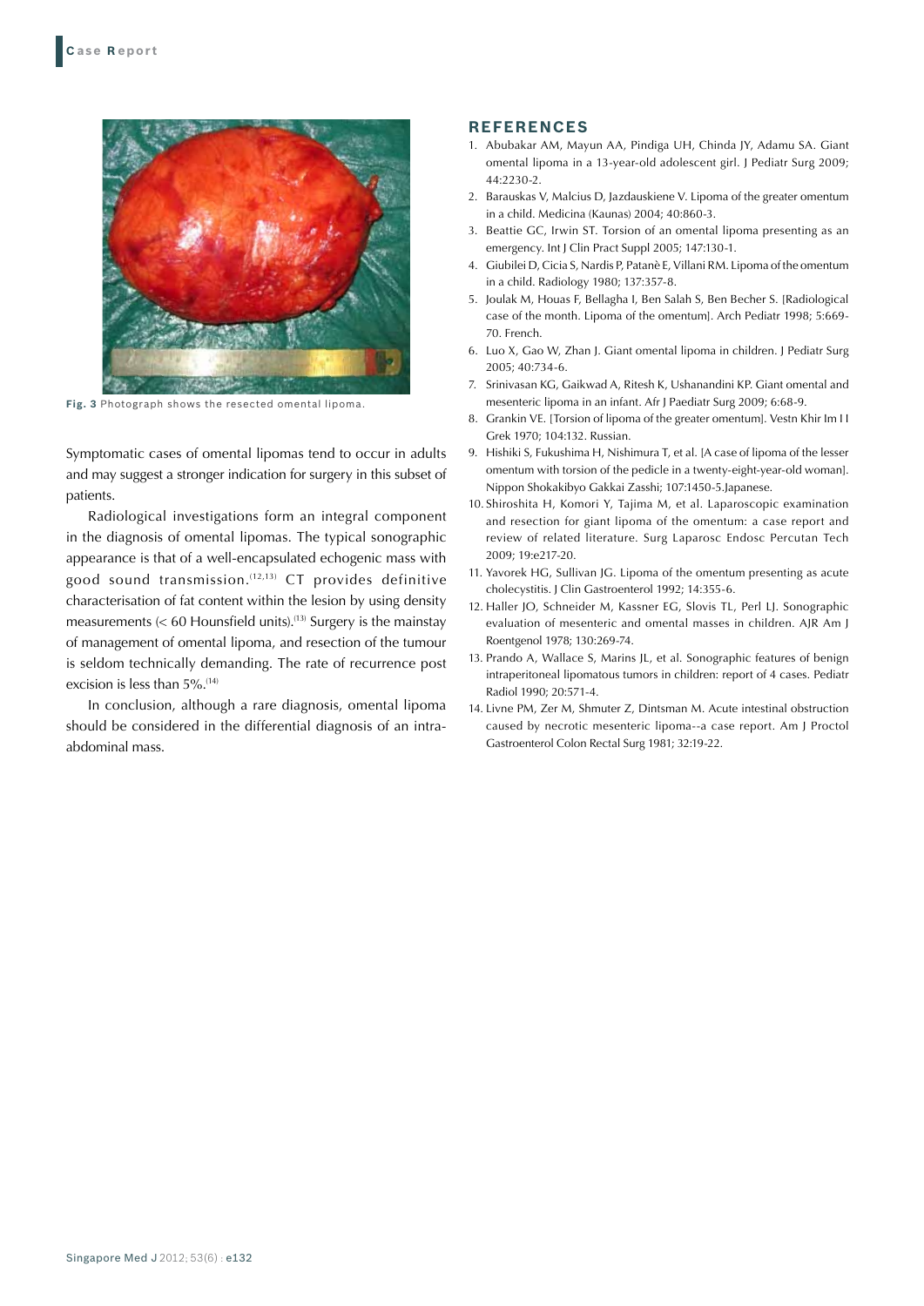Fig. 3 Photograph shows the resected omental lipoma.

Symptomatic cases of omental lipomas tend to occur in adults and may suggest a stronger indication for surgery in this subset of patients.

Radiological investigations form an integral component in the diagnosis of omental lipomas. The typical sonographic appearance is that of a well-encapsulated echogenic mass with good sound transmission.[12,13] CT provides definitive characterisation of fat content within the lesion by using density measurements (< 60 Hounsfield units).[13] Surgery is the mainstay of management of omental lipoma, and resection of the tumour is seldom technically demanding. The rate of recurrence post excision is less than 5%.[14]

In conclusion, although a rare diagnosis, omental lipoma should be considered in the differential diagnosis of an intra-abdominal mass.

## REFERENCES

1. Abubakar AM, Mayun AA, Pindiga UH, Chinda JY, Adamu SA. Giant omental lipoma in a 13-year-old adolescent girl. J Pediatr Surg 2009; 44:2230-2.
2. Barauskas V, Malcius D, Jazdauskiene V. Lipoma of the greater omentum in a child. Medicina (Kaunas) 2004; 40:860-3.
3. Beattie GC, Irwin ST. Torsion of an omental lipoma presenting as an emergency. Int J Clin Pract Suppl 2005; 147:130-1.
4. Giubilei D, Cicia S, Nardis P, Patanè E, Villani RM. Lipoma of the omentum in a child. Radiology 1980; 137:357-8.
5. Joulak M, Houas F, Bellagha I, Ben Salah S, Ben Becher S. [Radiological case of the month. Lipoma of the omentum]. Arch Pediatr 1998; 5:669-70. French.
6. Luo X, Gao W, Zhan J. Giant omental lipoma in children. J Pediatr Surg 2005; 40:734-6.
7. Srinivasan KG, Gaikwad A, Ritesh K, Ushanandini KP. Giant omental and mesenteric lipoma in an infant. Afr J Paediatr Surg 2009; 6:68-9.
8. Grankin VE. [Torsion of lipoma of the greater omentum]. Vestn Khir Im I I Grek 1970; 104:132. Russian.
9. Hishiki S, Fukushima H, Nishimura T, et al. [A case of lipoma of the lesser omentum with torsion of the pedicle in a twenty-eight-year-old woman]. Nippon Shokakibyo Gakkai Zasshi; 107:1450-5.Japanese.
10. Shiroshita H, Komori Y, Tajima M, et al. Laparoscopic examination and resection for giant lipoma of the omentum: a case report and review of related literature. Surg Laparosc Endosc Percutan Tech 2009; 19:e217-20.
11. Yavorek HG, Sullivan JG. Lipoma of the omentum presenting as acute cholecystitis. J Clin Gastroenterol 1992; 14:355-6.
12. Haller JO, Schneider M, Kassner EG, Slovis TL, Perl LJ. Sonographic evaluation of mesenteric and omental masses in children. AJR Am J Roentgenol 1978; 130:269-74.
13. Prando A, Wallace S, Marins JL, et al. Sonographic features of benign intraperitoneal lipomatous tumors in children: report of 4 cases. Pediatr Radiol 1990; 20:571-4.
14. Livne PM, Zer M, Shmuter Z, Dintsman M. Acute intestinal obstruction caused by necrotic mesenteric lipoma--a case report. Am J Proctol Gastroenterol Colon Rectal Surg 1981; 32:19-22.